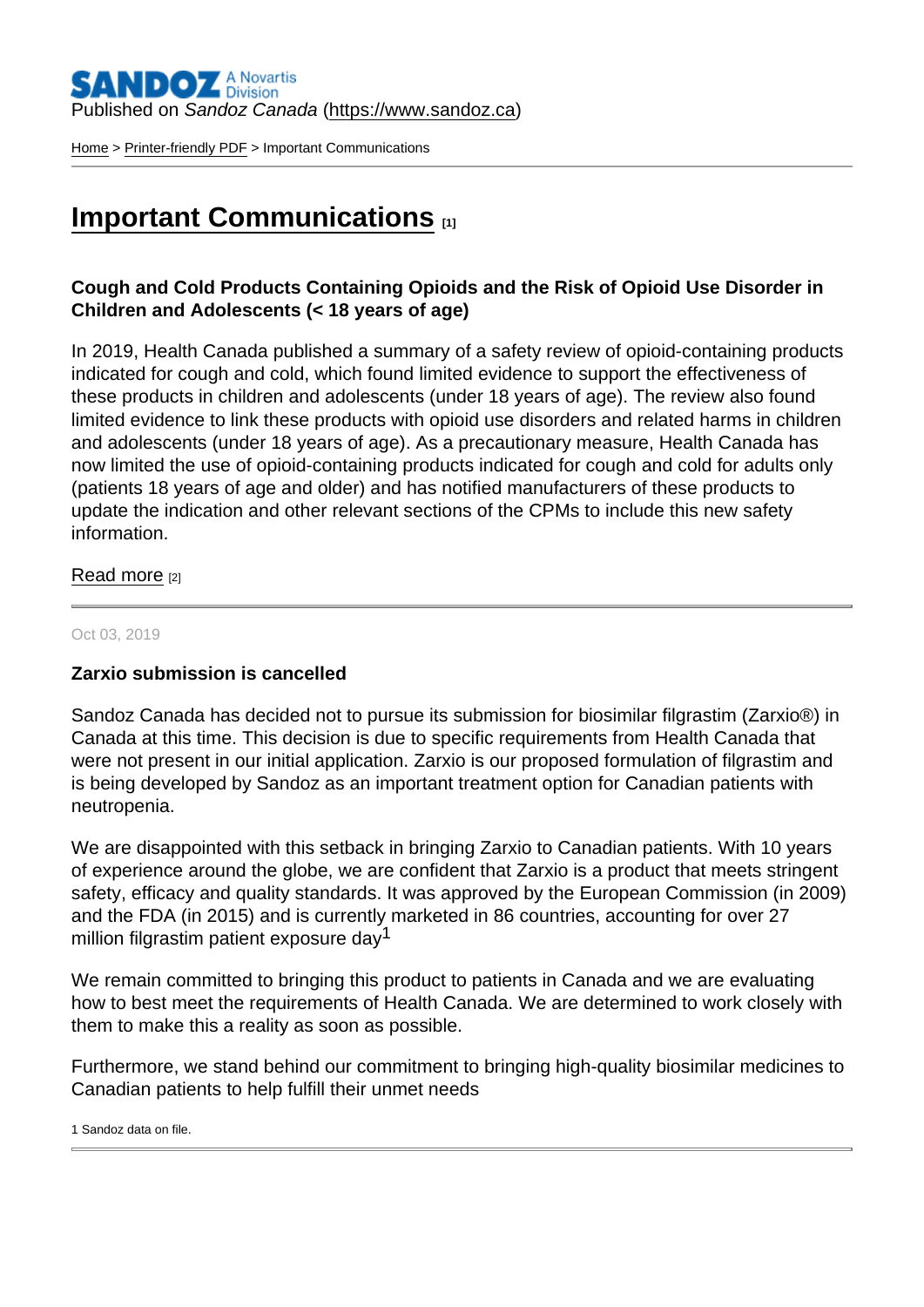SANDOZ A Novartis Division

Published on *Sandoz Canada* (https://www.sandoz.ca)

Home > Printer-friendly PDF > Important Communications

# Important Communications [1]

**Cough and Cold Products Containing Opioids and the Risk of Opioid Use Disorder in Children and Adolescents (< 18 years of age)**

In 2019, Health Canada published a summary of a safety review of opioid-containing products indicated for cough and cold, which found limited evidence to support the effectiveness of these products in children and adolescents (under 18 years of age). The review also found limited evidence to link these products with opioid use disorders and related harms in children and adolescents (under 18 years of age). As a precautionary measure, Health Canada has now limited the use of opioid-containing products indicated for cough and cold for adults only (patients 18 years of age and older) and has notified manufacturers of these products to update the indication and other relevant sections of the CPMs to include this new safety information.

Read more [2]

---

Oct 03, 2019

**Zarxio submission is cancelled**

Sandoz Canada has decided not to pursue its submission for biosimilar filgrastim (Zarxio®) in Canada at this time. This decision is due to specific requirements from Health Canada that were not present in our initial application. Zarxio is our proposed formulation of filgrastim and is being developed by Sandoz as an important treatment option for Canadian patients with neutropenia.

We are disappointed with this setback in bringing Zarxio to Canadian patients. With 10 years of experience around the globe, we are confident that Zarxio is a product that meets stringent safety, efficacy and quality standards. It was approved by the European Commission (in 2009) and the FDA (in 2015) and is currently marketed in 86 countries, accounting for over 27 million filgrastim patient exposure day[1]

We remain committed to bringing this product to patients in Canada and we are evaluating how to best meet the requirements of Health Canada. We are determined to work closely with them to make this a reality as soon as possible.

Furthermore, we stand behind our commitment to bringing high-quality biosimilar medicines to Canadian patients to help fulfill their unmet needs

1 Sandoz data on file.

---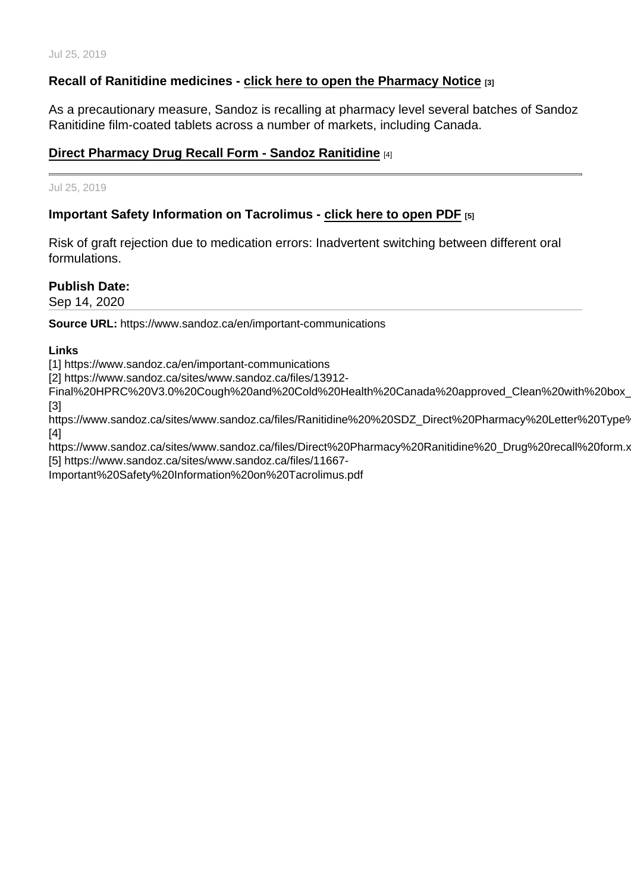Jul 25, 2019

**Recall of Ranitidine medicines - click here to open the Pharmacy Notice** [3]

As a precautionary measure, Sandoz is recalling at pharmacy level several batches of Sandoz Ranitidine film-coated tablets across a number of markets, including Canada.

**Direct Pharmacy Drug Recall Form - Sandoz Ranitidine** [4]

---

Jul 25, 2019

**Important Safety Information on Tacrolimus - click here to open PDF** [5]

Risk of graft rejection due to medication errors: Inadvertent switching between different oral formulations.

**Publish Date:**
Sep 14, 2020

---

**Source URL:** https://www.sandoz.ca/en/important-communications

**Links**
[1] https://www.sandoz.ca/en/important-communications
[2] https://www.sandoz.ca/sites/www.sandoz.ca/files/13912-Final%20HPRC%20V3.0%20Cough%20and%20Cold%20Health%20Canada%20approved_Clean%20with%20box_
[3] https://www.sandoz.ca/sites/www.sandoz.ca/files/Ranitidine%20%20SDZ_Direct%20Pharmacy%20Letter%20Type%
[4] https://www.sandoz.ca/sites/www.sandoz.ca/files/Direct%20Pharmacy%20Ranitidine%20_Drug%20recall%20form.x
[5] https://www.sandoz.ca/sites/www.sandoz.ca/files/11667-Important%20Safety%20Information%20on%20Tacrolimus.pdf